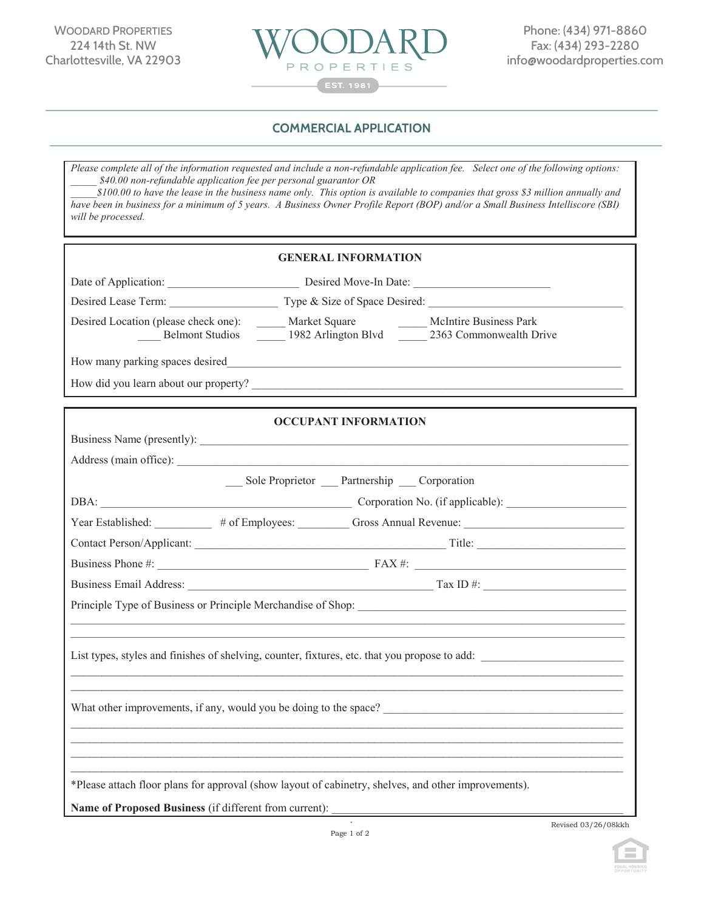WOODARD PROPERTIES
224 14th St. NW
Charlottesville, VA 22903

WOODARD PROPERTIES EST. 1981

Phone: (434) 971-8860
Fax: (434) 293-2280
info@woodardproperties.com

## COMMERCIAL APPLICATION

*Please complete all of the information requested and include a non-refundable application fee. Select one of the following options:*
*_____ $40.00 non-refundable application fee per personal guarantor OR*
*_____ $100.00 to have the lease in the business name only. This option is available to companies that gross $3 million annually and have been in business for a minimum of 5 years. A Business Owner Profile Report (BOP) and/or a Small Business Intelliscore (SBI) will be processed.*

### GENERAL INFORMATION

Date of Application: ______________________ Desired Move-In Date: _______________________

Desired Lease Term: __________________ Type & Size of Space Desired: _________________________________

Desired Location (please check one): _____ Market Square _____ McIntire Business Park
____ Belmont Studios _____ 1982 Arlington Blvd _____ 2363 Commonwealth Drive

How many parking spaces desired_______________________________________________________________

How did you learn about our property? ____________________________________________________________

### OCCUPANT INFORMATION

Business Name (presently): ____________________________________________________________________

Address (main office): ________________________________________________________________________

___ Sole Proprietor ___ Partnership ___ Corporation

DBA: __________________________________________ Corporation No. (if applicable): ____________________

Year Established: __________ # of Employees: _________ Gross Annual Revenue: __________________________

Contact Person/Applicant: __________________________________________ Title: ________________________

Business Phone #: ___________________________________ FAX #: ___________________________________

Business Email Address: _________________________________________ Tax ID #: ________________________

Principle Type of Business or Principle Merchandise of Shop: _____________________________________________

_____________________________________________________________________________________________

_____________________________________________________________________________________________

List types, styles and finishes of shelving, counter, fixtures, etc. that you propose to add: ________________________

_____________________________________________________________________________________________

_____________________________________________________________________________________________

What other improvements, if any, would you be doing to the space? _________________________________________

_____________________________________________________________________________________________

_____________________________________________________________________________________________

_____________________________________________________________________________________________

_____________________________________________________________________________________________

*Please attach floor plans for approval (show layout of cabinetry, shelves, and other improvements).

**Name of Proposed Business** (if different from current): ___________________________________________________

Revised 03/26/08kkh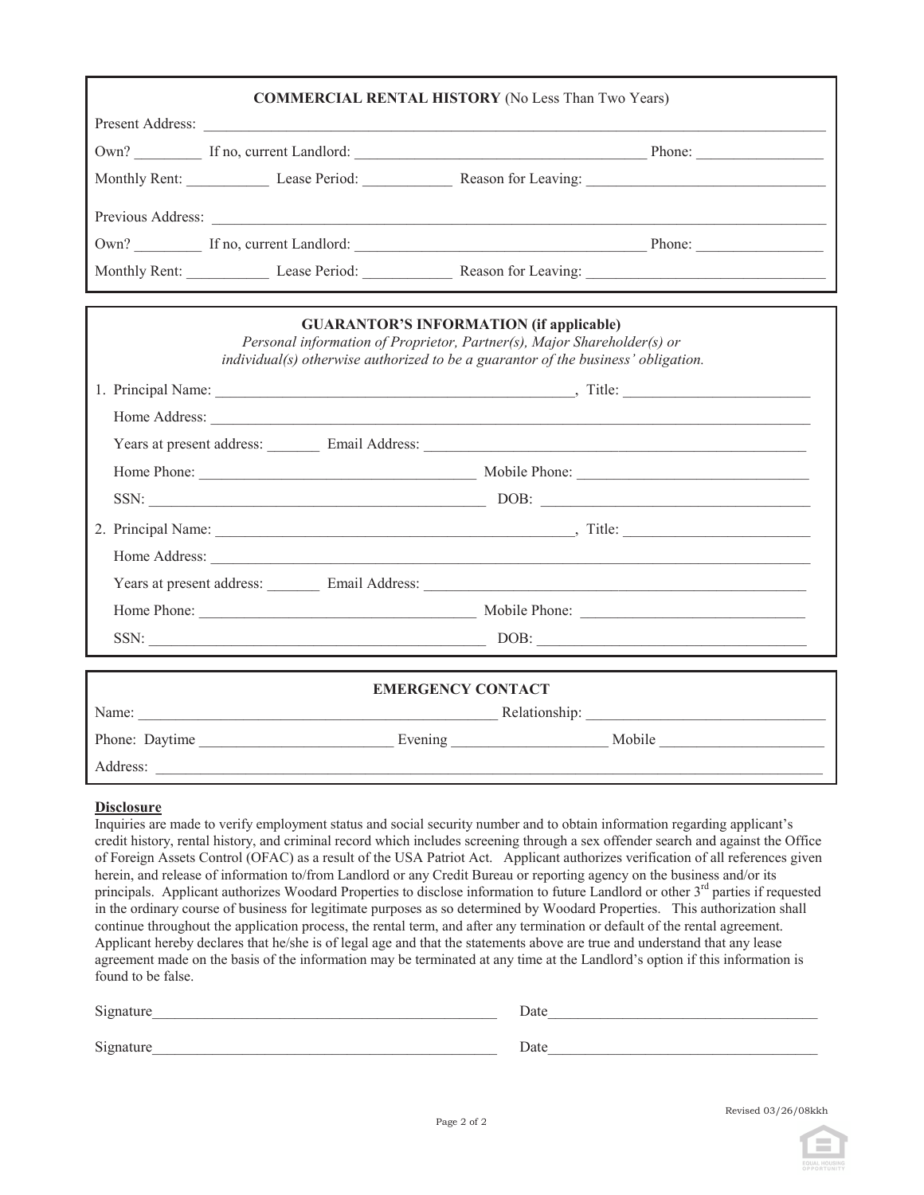**COMMERCIAL RENTAL HISTORY** (No Less Than Two Years)

Present Address: ______________________________________________

Own? ________ If no, current Landlord: ______________________________ Phone: ______________

Monthly Rent: __________ Lease Period: __________ Reason for Leaving: ______________________

Previous Address: ______________________________________________

Own? ________ If no, current Landlord: ______________________________ Phone: ______________

Monthly Rent: __________ Lease Period: __________ Reason for Leaving: ______________________

**GUARANTOR'S INFORMATION (if applicable)**

*Personal information of Proprietor, Partner(s), Major Shareholder(s) or individual(s) otherwise authorized to be a guarantor of the business' obligation.*

1. Principal Name: ______________________________________, Title: ____________________

   Home Address: ______________________________________________

   Years at present address: _______ Email Address: ______________________________________

   Home Phone: ______________________________ Mobile Phone: ______________________________

   SSN: ______________________________________ DOB: ______________________________

2. Principal Name: ______________________________________, Title: ____________________

   Home Address: ______________________________________________

   Years at present address: _______ Email Address: ______________________________________

   Home Phone: ______________________________ Mobile Phone: ______________________________

   SSN: ______________________________________ DOB: ______________________________

**EMERGENCY CONTACT**

Name: ______________________________________ Relationship: ____________________________

Phone: Daytime ____________________ Evening __________________ Mobile ____________________

Address: ______________________________________________

**Disclosure**

Inquiries are made to verify employment status and social security number and to obtain information regarding applicant's credit history, rental history, and criminal record which includes screening through a sex offender search and against the Office of Foreign Assets Control (OFAC) as a result of the USA Patriot Act. Applicant authorizes verification of all references given herein, and release of information to/from Landlord or any Credit Bureau or reporting agency on the business and/or its principals. Applicant authorizes Woodard Properties to disclose information to future Landlord or other 3rd parties if requested in the ordinary course of business for legitimate purposes as so determined by Woodard Properties. This authorization shall continue throughout the application process, the rental term, and after any termination or default of the rental agreement. Applicant hereby declares that he/she is of legal age and that the statements above are true and understand that any lease agreement made on the basis of the information may be terminated at any time at the Landlord's option if this information is found to be false.

Signature______________________________________ Date______________________________

Signature______________________________________ Date______________________________

Revised 03/26/08kkh